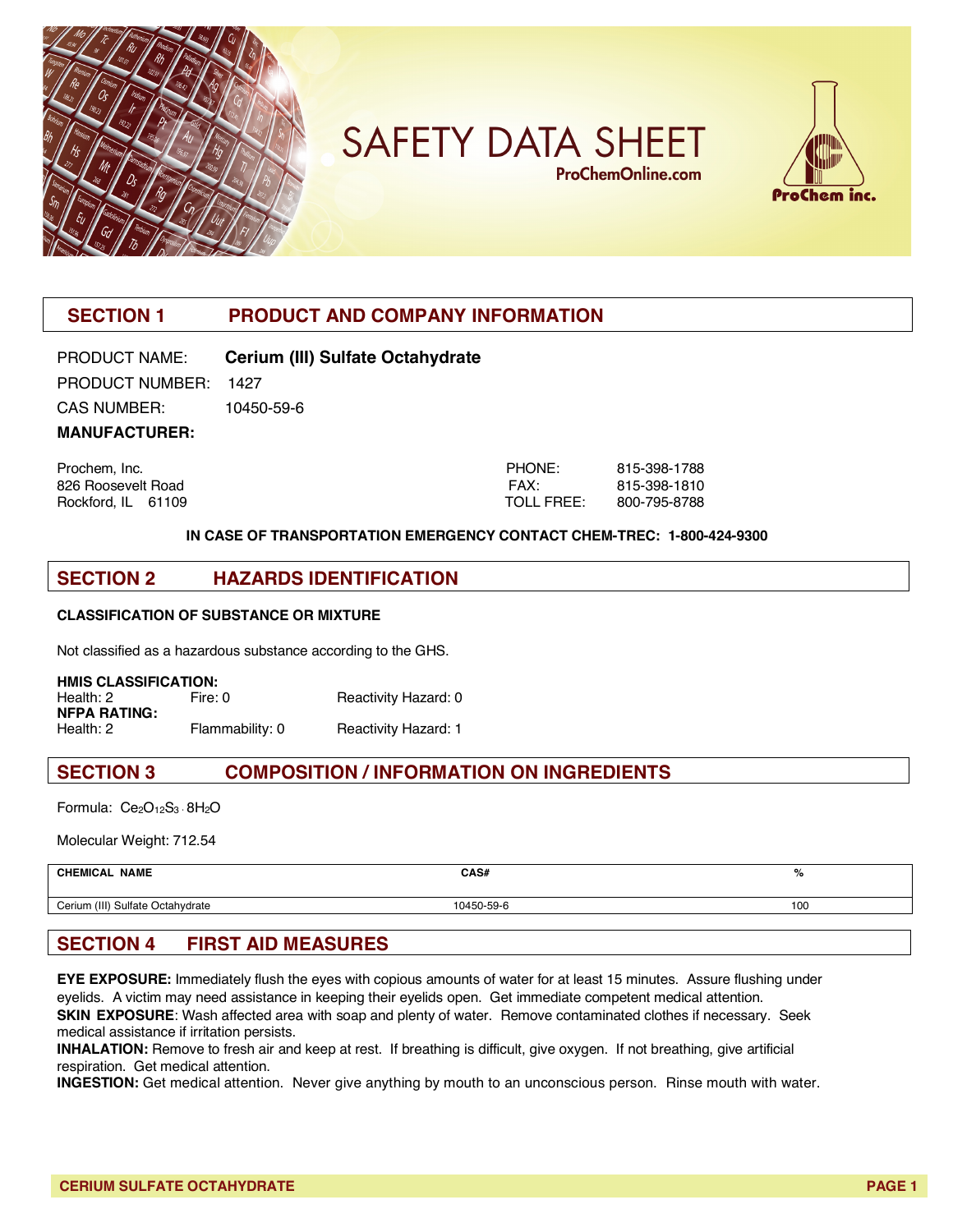# SAFETY DATA SHEET

ProChemOnline.com

ProChem inc.

## SECTION 1 PRODUCT AND COMPANY INFORMATION

PRODUCT NAME: **Cerium (III) Sulfate Octahydrate**

PRODUCT NUMBER: 1427

CAS NUMBER: 10450-59-6

**MANUFACTURER:**

Prochem, Inc.
826 Roosevelt Road
Rockford, IL 61109

PHONE: 815-398-1788
FAX: 815-398-1810
TOLL FREE: 800-795-8788

**IN CASE OF TRANSPORTATION EMERGENCY CONTACT CHEM-TREC: 1-800-424-9300**

## SECTION 2 HAZARDS IDENTIFICATION

**CLASSIFICATION OF SUBSTANCE OR MIXTURE**

Not classified as a hazardous substance according to the GHS.

**HMIS CLASSIFICATION:**
Health: 2 Fire: 0 Reactivity Hazard: 0

**NFPA RATING:**
Health: 2 Flammability: 0 Reactivity Hazard: 1

## SECTION 3 COMPOSITION / INFORMATION ON INGREDIENTS

Formula: $Ce_2O_{12}S_3 \cdot 8H_2O$

Molecular Weight: 712.54

| CHEMICAL NAME | CAS# | % |
|---|---|---|
| Cerium (III) Sulfate Octahydrate | 10450-59-6 | 100 |

## SECTION 4 FIRST AID MEASURES

**EYE EXPOSURE:** Immediately flush the eyes with copious amounts of water for at least 15 minutes. Assure flushing under eyelids. A victim may need assistance in keeping their eyelids open. Get immediate competent medical attention.
**SKIN EXPOSURE**: Wash affected area with soap and plenty of water. Remove contaminated clothes if necessary. Seek medical assistance if irritation persists.
**INHALATION:** Remove to fresh air and keep at rest. If breathing is difficult, give oxygen. If not breathing, give artificial respiration. Get medical attention.
**INGESTION:** Get medical attention. Never give anything by mouth to an unconscious person. Rinse mouth with water.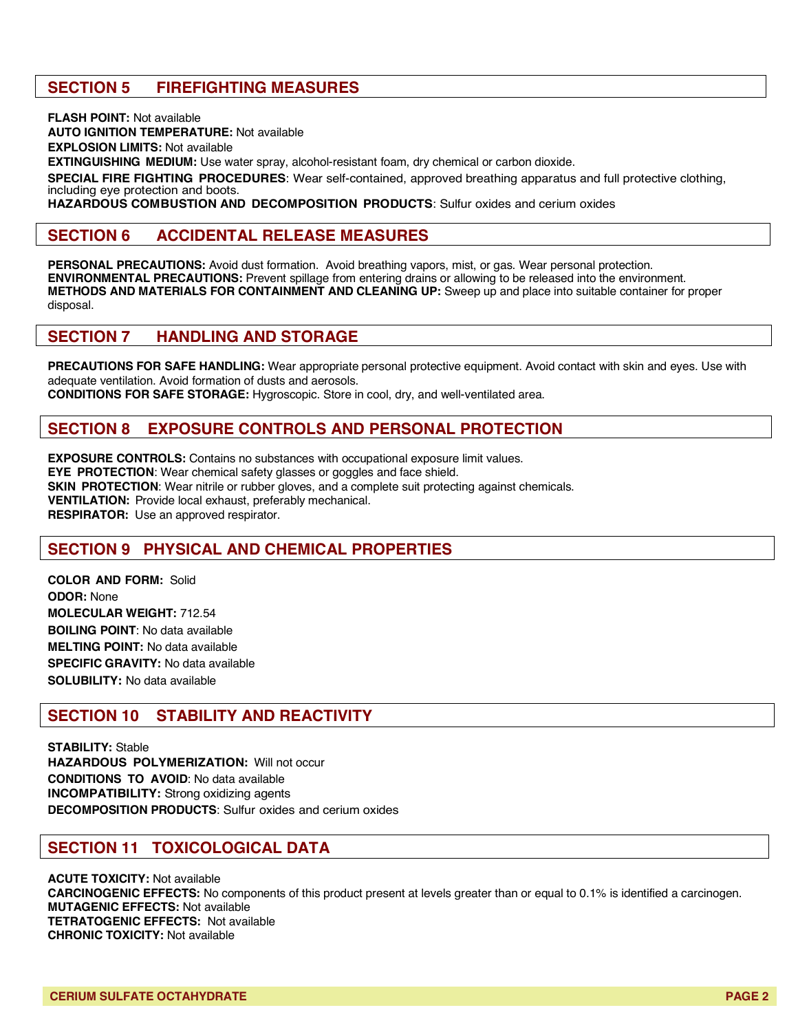## SECTION 5 FIREFIGHTING MEASURES

**FLASH POINT:** Not available
**AUTO IGNITION TEMPERATURE:** Not available
**EXPLOSION LIMITS:** Not available
**EXTINGUISHING MEDIUM:** Use water spray, alcohol-resistant foam, dry chemical or carbon dioxide.
**SPECIAL FIRE FIGHTING PROCEDURES**: Wear self-contained, approved breathing apparatus and full protective clothing, including eye protection and boots.
**HAZARDOUS COMBUSTION AND DECOMPOSITION PRODUCTS**: Sulfur oxides and cerium oxides

## SECTION 6 ACCIDENTAL RELEASE MEASURES

**PERSONAL PRECAUTIONS:** Avoid dust formation. Avoid breathing vapors, mist, or gas. Wear personal protection.
**ENVIRONMENTAL PRECAUTIONS:** Prevent spillage from entering drains or allowing to be released into the environment.
**METHODS AND MATERIALS FOR CONTAINMENT AND CLEANING UP:** Sweep up and place into suitable container for proper disposal.

## SECTION 7 HANDLING AND STORAGE

**PRECAUTIONS FOR SAFE HANDLING:** Wear appropriate personal protective equipment. Avoid contact with skin and eyes. Use with adequate ventilation. Avoid formation of dusts and aerosols.
**CONDITIONS FOR SAFE STORAGE:** Hygroscopic. Store in cool, dry, and well-ventilated area.

## SECTION 8 EXPOSURE CONTROLS AND PERSONAL PROTECTION

**EXPOSURE CONTROLS:** Contains no substances with occupational exposure limit values.
**EYE PROTECTION**: Wear chemical safety glasses or goggles and face shield.
**SKIN PROTECTION**: Wear nitrile or rubber gloves, and a complete suit protecting against chemicals.
**VENTILATION:** Provide local exhaust, preferably mechanical.
**RESPIRATOR:** Use an approved respirator.

## SECTION 9 PHYSICAL AND CHEMICAL PROPERTIES

**COLOR AND FORM:** Solid
**ODOR:** None
**MOLECULAR WEIGHT:** 712.54
**BOILING POINT**: No data available
**MELTING POINT:** No data available
**SPECIFIC GRAVITY:** No data available
**SOLUBILITY:** No data available

## SECTION 10 STABILITY AND REACTIVITY

**STABILITY:** Stable
**HAZARDOUS POLYMERIZATION:** Will not occur
**CONDITIONS TO AVOID**: No data available
**INCOMPATIBILITY:** Strong oxidizing agents
**DECOMPOSITION PRODUCTS**: Sulfur oxides and cerium oxides

## SECTION 11 TOXICOLOGICAL DATA

**ACUTE TOXICITY:** Not available
**CARCINOGENIC EFFECTS:** No components of this product present at levels greater than or equal to 0.1% is identified a carcinogen.
**MUTAGENIC EFFECTS:** Not available
**TETRATOGENIC EFFECTS:** Not available
**CHRONIC TOXICITY:** Not available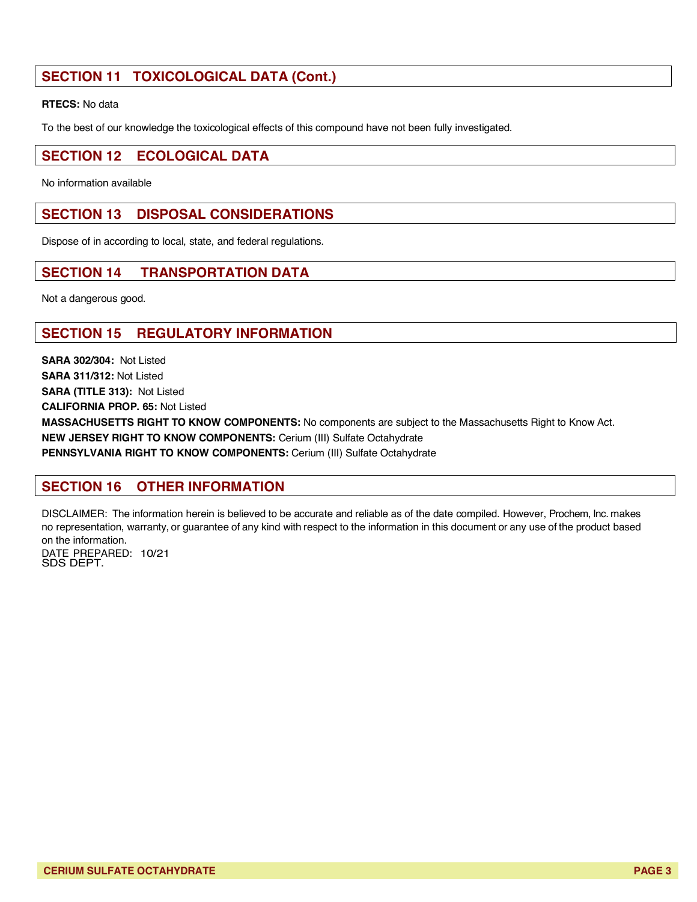## SECTION 11 TOXICOLOGICAL DATA (Cont.)

**RTECS:** No data

To the best of our knowledge the toxicological effects of this compound have not been fully investigated.

## SECTION 12 ECOLOGICAL DATA

No information available

## SECTION 13 DISPOSAL CONSIDERATIONS

Dispose of in according to local, state, and federal regulations.

## SECTION 14 TRANSPORTATION DATA

Not a dangerous good.

## SECTION 15 REGULATORY INFORMATION

**SARA 302/304:** Not Listed
**SARA 311/312:** Not Listed
**SARA (TITLE 313):** Not Listed
**CALIFORNIA PROP. 65:** Not Listed
**MASSACHUSETTS RIGHT TO KNOW COMPONENTS:** No components are subject to the Massachusetts Right to Know Act.
**NEW JERSEY RIGHT TO KNOW COMPONENTS:** Cerium (III) Sulfate Octahydrate
**PENNSYLVANIA RIGHT TO KNOW COMPONENTS:** Cerium (III) Sulfate Octahydrate

## SECTION 16 OTHER INFORMATION

DISCLAIMER: The information herein is believed to be accurate and reliable as of the date compiled. However, Prochem, Inc. makes no representation, warranty, or guarantee of any kind with respect to the information in this document or any use of the product based on the information.

DATE PREPARED: 10/21
SDS DEPT.